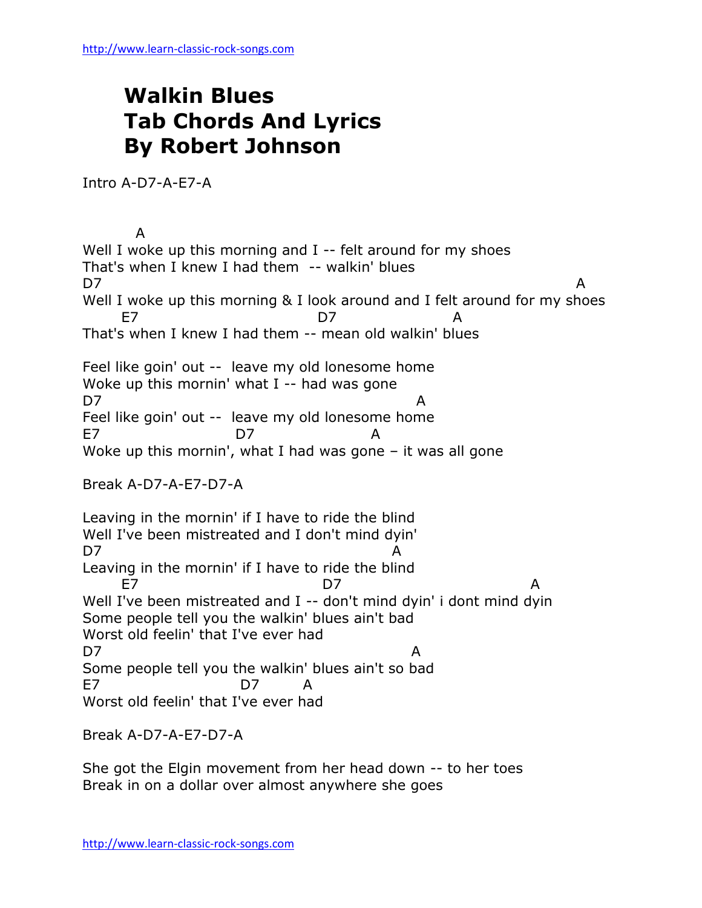# Walkin Blues
# Tab Chords And Lyrics
# By Robert Johnson

Intro A-D7-A-E7-A

```
        A
Well I woke up this morning and I -- felt around for my shoes
That's when I knew I had them  -- walkin' blues
D7                                                                    A
Well I woke up this morning & I look around and I felt around for my shoes
      E7                       D7              A
That's when I knew I had them -- mean old walkin' blues

Feel like goin' out --  leave my old lonesome home
Woke up this mornin' what I -- had was gone
D7                                          A
Feel like goin' out --  leave my old lonesome home
E7                   D7              A
Woke up this mornin', what I had was gone – it was all gone
```

Break A-D7-A-E7-D7-A

```
Leaving in the mornin' if I have to ride the blind
Well I've been mistreated and I don't mind dyin'
D7                                        A
Leaving in the mornin' if I have to ride the blind
      E7                        D7                         A
Well I've been mistreated and I -- don't mind dyin' i dont mind dyin
Some people tell you the walkin' blues ain't bad
Worst old feelin' that I've ever had
D7                                            A
Some people tell you the walkin' blues ain't so bad
E7                    D7       A
Worst old feelin' that I've ever had
```

Break A-D7-A-E7-D7-A

```
She got the Elgin movement from her head down -- to her toes
Break in on a dollar over almost anywhere she goes
```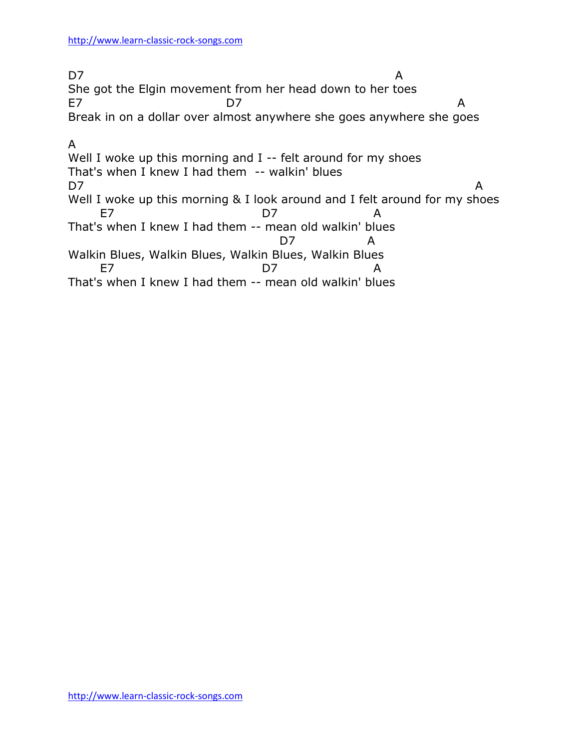```
D7                                                                                              A
She got the Elgin movement from her head down to her toes
E7                                              D7                                                           A
Break in on a dollar over almost anywhere she goes anywhere she goes

A
Well I woke up this morning and I -- felt around for my shoes
That's when I knew I had them  -- walkin' blues
D7                                                                                                                    A
Well I woke up this morning & I look around and I felt around for my shoes
         E7                                        D7                           A
That's when I knew I had them -- mean old walkin' blues
                                                             D7                   A
Walkin Blues, Walkin Blues, Walkin Blues, Walkin Blues
         E7                                        D7                           A
That's when I knew I had them -- mean old walkin' blues
```